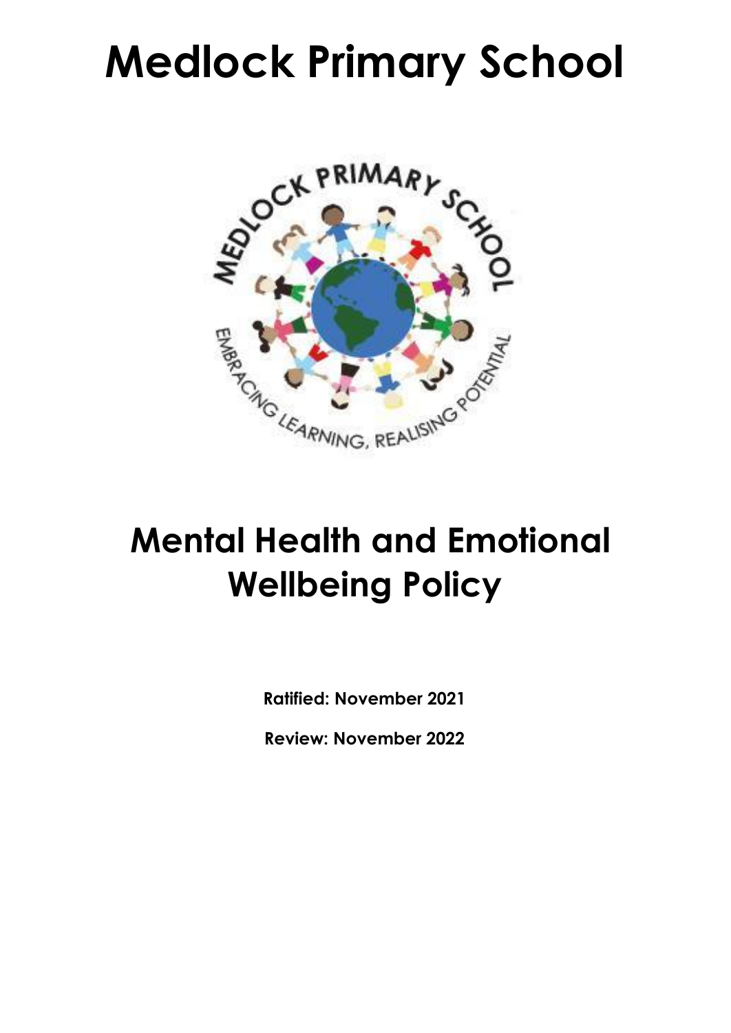# Medlock Primary School

# Mental Health and Emotional Wellbeing Policy

**Ratified: November 2021**

**Review: November 2022**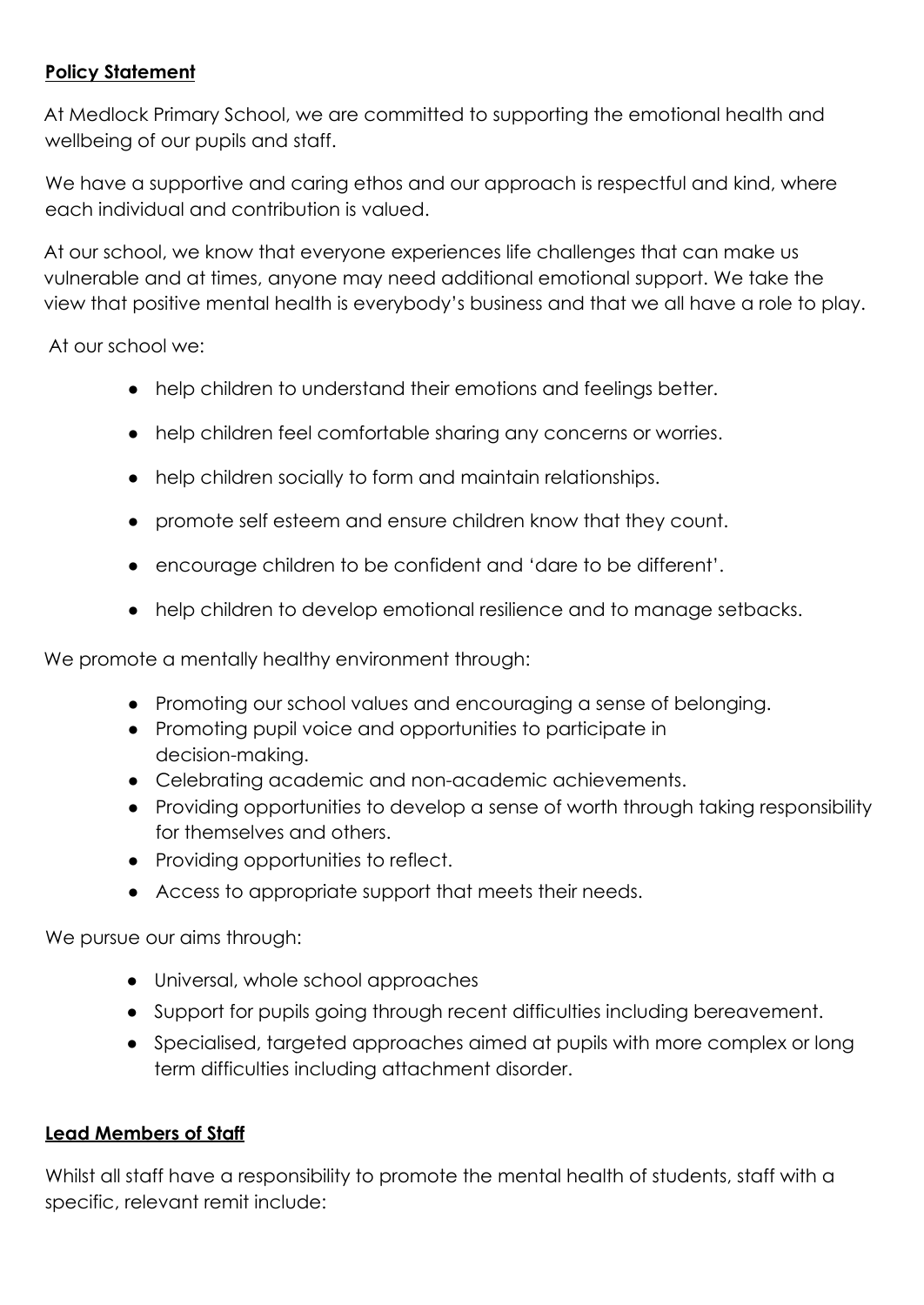## **Policy Statement**

At Medlock Primary School, we are committed to supporting the emotional health and wellbeing of our pupils and staff.

We have a supportive and caring ethos and our approach is respectful and kind, where each individual and contribution is valued.

At our school, we know that everyone experiences life challenges that can make us vulnerable and at times, anyone may need additional emotional support. We take the view that positive mental health is everybody's business and that we all have a role to play.

At our school we:

- help children to understand their emotions and feelings better.
- help children feel comfortable sharing any concerns or worries.
- help children socially to form and maintain relationships.
- promote self esteem and ensure children know that they count.
- encourage children to be confident and 'dare to be different'.
- help children to develop emotional resilience and to manage setbacks.

We promote a mentally healthy environment through:

- Promoting our school values and encouraging a sense of belonging.
- Promoting pupil voice and opportunities to participate in decision-making.
- Celebrating academic and non-academic achievements.
- Providing opportunities to develop a sense of worth through taking responsibility for themselves and others.
- Providing opportunities to reflect.
- Access to appropriate support that meets their needs.

We pursue our aims through:

- Universal, whole school approaches
- Support for pupils going through recent difficulties including bereavement.
- Specialised, targeted approaches aimed at pupils with more complex or long term difficulties including attachment disorder.

## **Lead Members of Staff**

Whilst all staff have a responsibility to promote the mental health of students, staff with a specific, relevant remit include: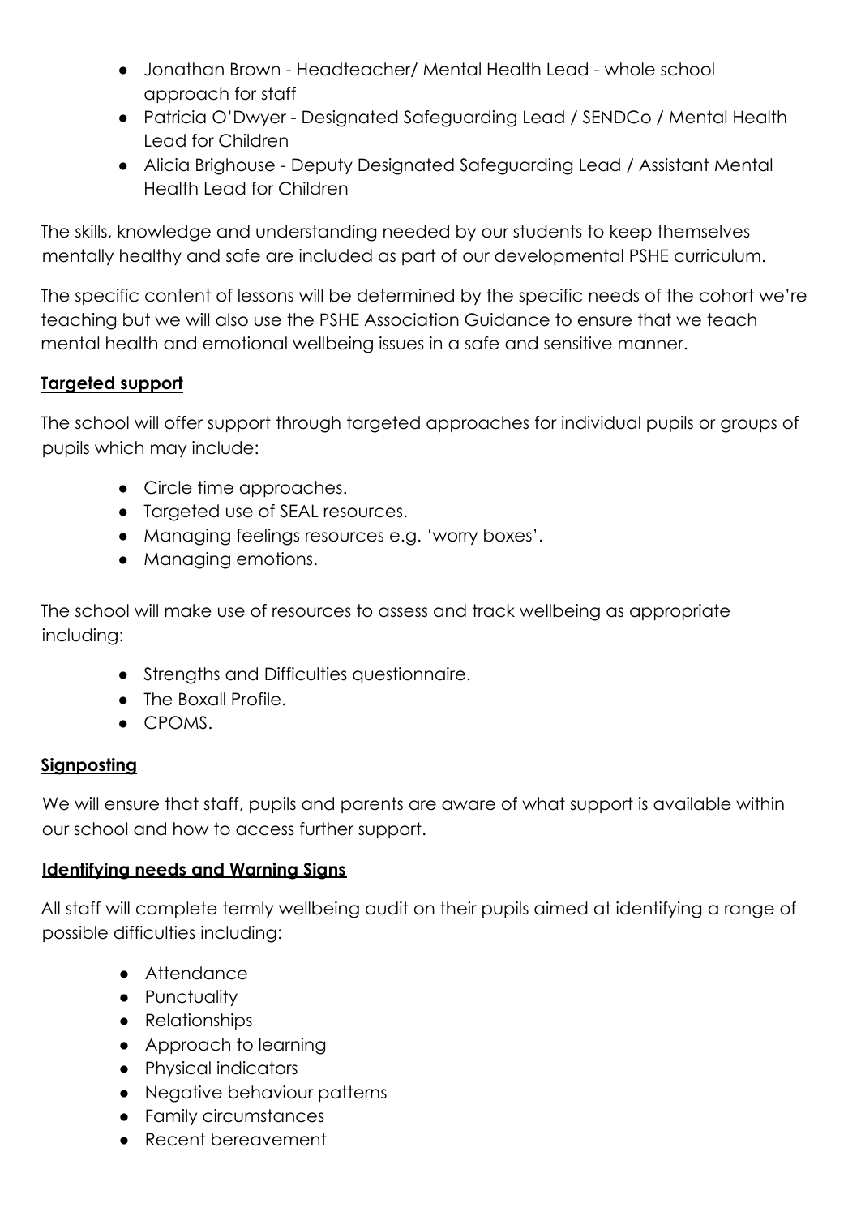- Jonathan Brown - Headteacher/ Mental Health Lead - whole school approach for staff
- Patricia O'Dwyer - Designated Safeguarding Lead / SENDCo / Mental Health Lead for Children
- Alicia Brighouse - Deputy Designated Safeguarding Lead / Assistant Mental Health Lead for Children

The skills, knowledge and understanding needed by our students to keep themselves mentally healthy and safe are included as part of our developmental PSHE curriculum.

The specific content of lessons will be determined by the specific needs of the cohort we're teaching but we will also use the PSHE Association Guidance to ensure that we teach mental health and emotional wellbeing issues in a safe and sensitive manner.

**Targeted support**

The school will offer support through targeted approaches for individual pupils or groups of pupils which may include:

- Circle time approaches.
- Targeted use of SEAL resources.
- Managing feelings resources e.g. 'worry boxes'.
- Managing emotions.

The school will make use of resources to assess and track wellbeing as appropriate including:

- Strengths and Difficulties questionnaire.
- The Boxall Profile.
- CPOMS.

**Signposting**

We will ensure that staff, pupils and parents are aware of what support is available within our school and how to access further support.

**Identifying needs and Warning Signs**

All staff will complete termly wellbeing audit on their pupils aimed at identifying a range of possible difficulties including:

- Attendance
- Punctuality
- Relationships
- Approach to learning
- Physical indicators
- Negative behaviour patterns
- Family circumstances
- Recent bereavement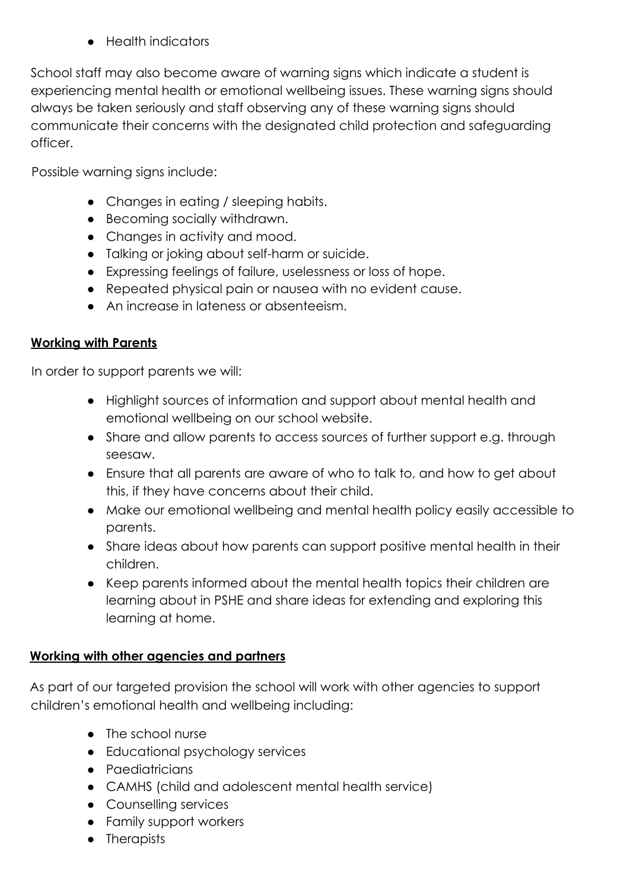- Health indicators

School staff may also become aware of warning signs which indicate a student is experiencing mental health or emotional wellbeing issues. These warning signs should always be taken seriously and staff observing any of these warning signs should communicate their concerns with the designated child protection and safeguarding officer.

Possible warning signs include:

- Changes in eating / sleeping habits.
- Becoming socially withdrawn.
- Changes in activity and mood.
- Talking or joking about self-harm or suicide.
- Expressing feelings of failure, uselessness or loss of hope.
- Repeated physical pain or nausea with no evident cause.
- An increase in lateness or absenteeism.

**Working with Parents**

In order to support parents we will:

- Highlight sources of information and support about mental health and emotional wellbeing on our school website.
- Share and allow parents to access sources of further support e.g. through seesaw.
- Ensure that all parents are aware of who to talk to, and how to get about this, if they have concerns about their child.
- Make our emotional wellbeing and mental health policy easily accessible to parents.
- Share ideas about how parents can support positive mental health in their children.
- Keep parents informed about the mental health topics their children are learning about in PSHE and share ideas for extending and exploring this learning at home.

**Working with other agencies and partners**

As part of our targeted provision the school will work with other agencies to support children's emotional health and wellbeing including:

- The school nurse
- Educational psychology services
- Paediatricians
- CAMHS (child and adolescent mental health service)
- Counselling services
- Family support workers
- Therapists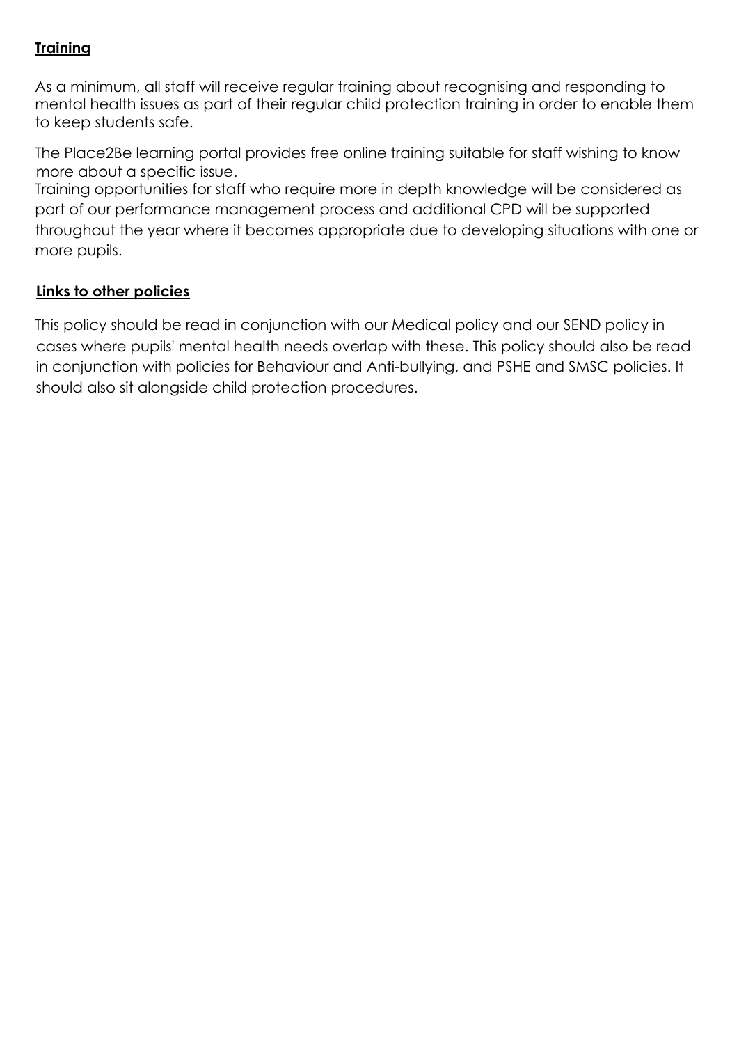**Training**

As a minimum, all staff will receive regular training about recognising and responding to mental health issues as part of their regular child protection training in order to enable them to keep students safe.

The Place2Be learning portal provides free online training suitable for staff wishing to know more about a specific issue.
Training opportunities for staff who require more in depth knowledge will be considered as part of our performance management process and additional CPD will be supported throughout the year where it becomes appropriate due to developing situations with one or more pupils.

**Links to other policies**

This policy should be read in conjunction with our Medical policy and our SEND policy in cases where pupils' mental health needs overlap with these. This policy should also be read in conjunction with policies for Behaviour and Anti-bullying, and PSHE and SMSC policies. It should also sit alongside child protection procedures.